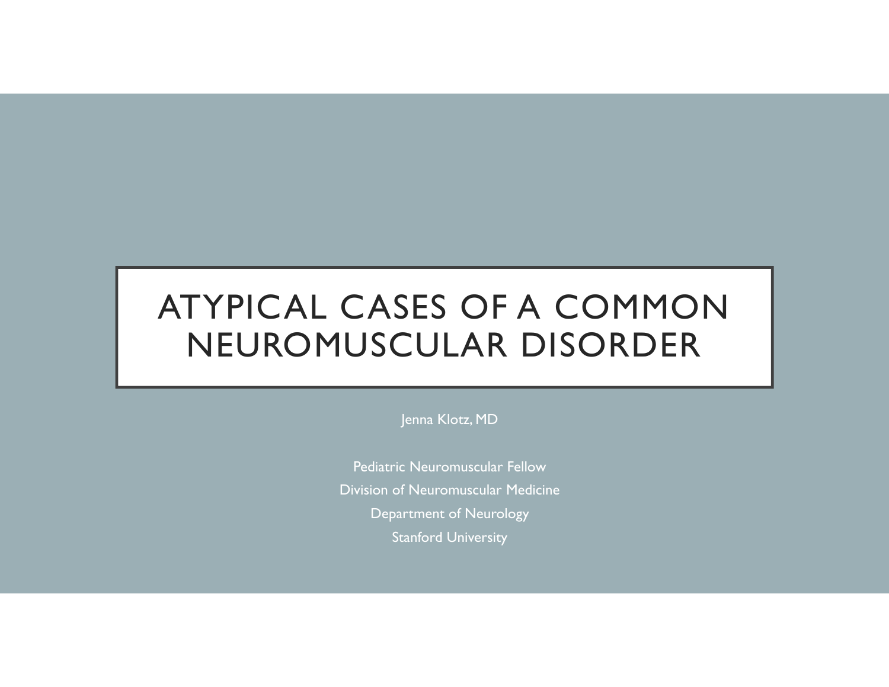# ATYPICAL CASES OF A COMMON NEUROMUSCULAR DISORDER

Jenna Klotz, MD

Pediatric Neuromuscular Fellow

Division of Neuromuscular Medicine

Department of Neurology

Stanford University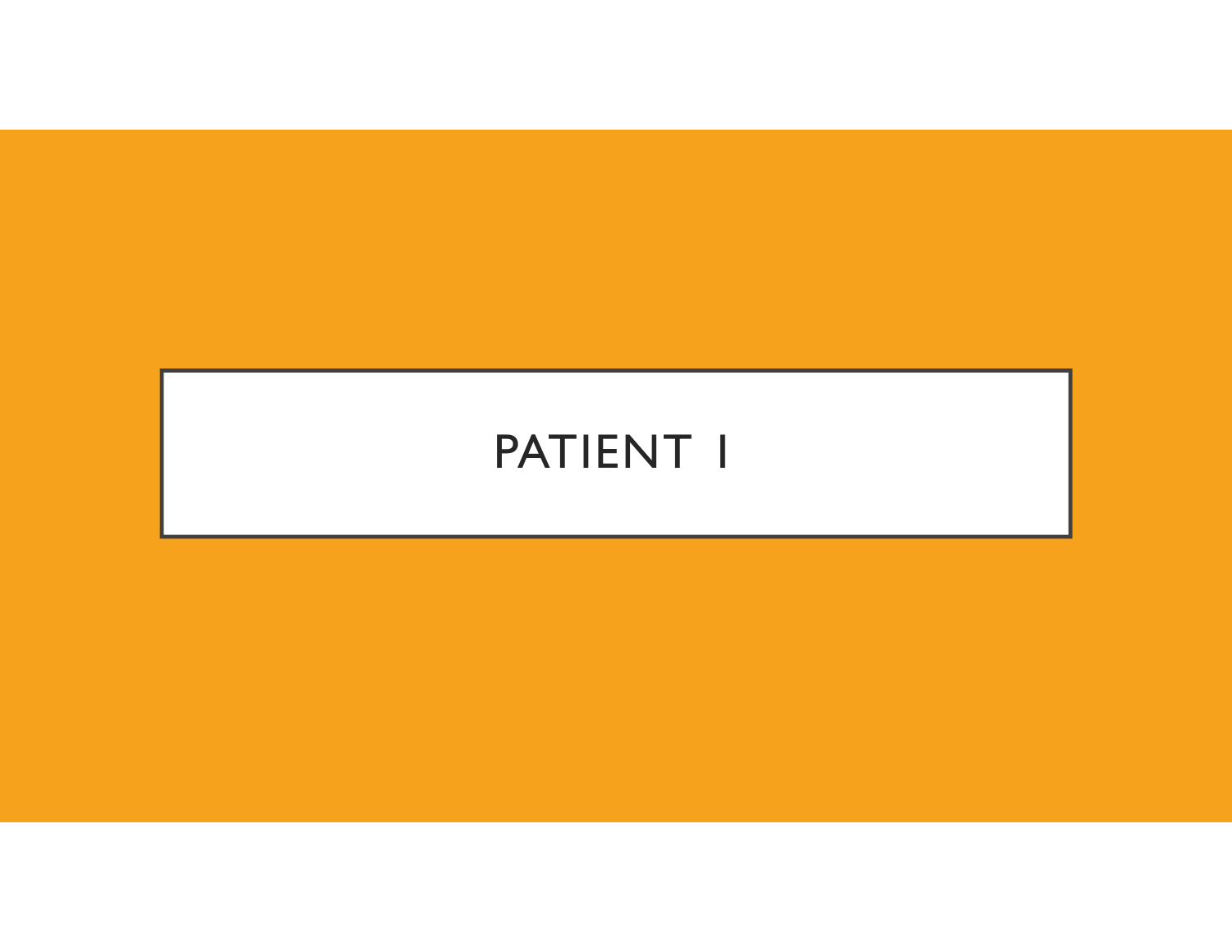# PATIENT 1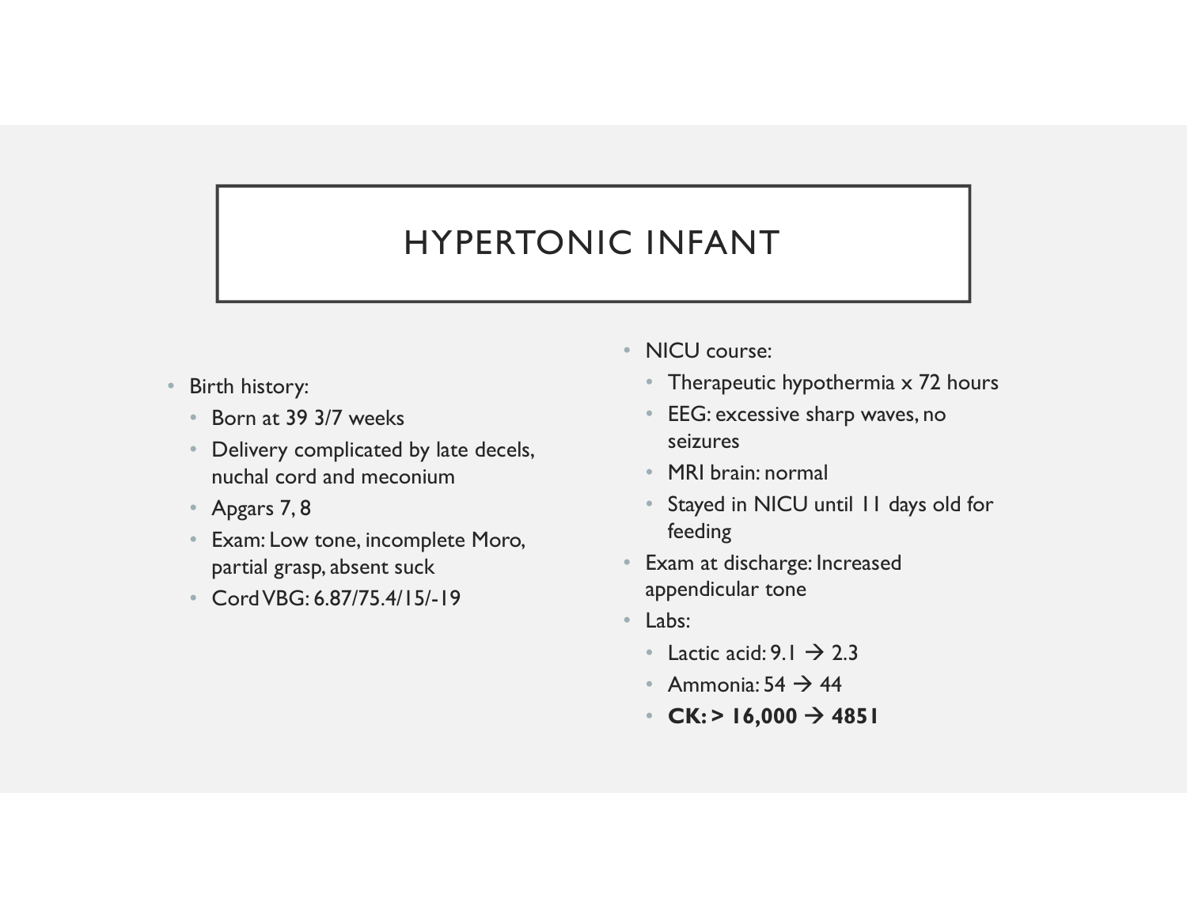# HYPERTONIC INFANT

- Birth history:
  - Born at 39 3/7 weeks
  - Delivery complicated by late decels, nuchal cord and meconium
  - Apgars 7, 8
  - Exam: Low tone, incomplete Moro, partial grasp, absent suck
  - Cord VBG: 6.87/75.4/15/-19
- NICU course:
  - Therapeutic hypothermia x 72 hours
  - EEG: excessive sharp waves, no seizures
  - MRI brain: normal
  - Stayed in NICU until 11 days old for feeding
- Exam at discharge: Increased appendicular tone
- Labs:
  - Lactic acid: 9.1 → 2.3
  - Ammonia: 54 → 44
  - **CK: > 16,000 → 4851**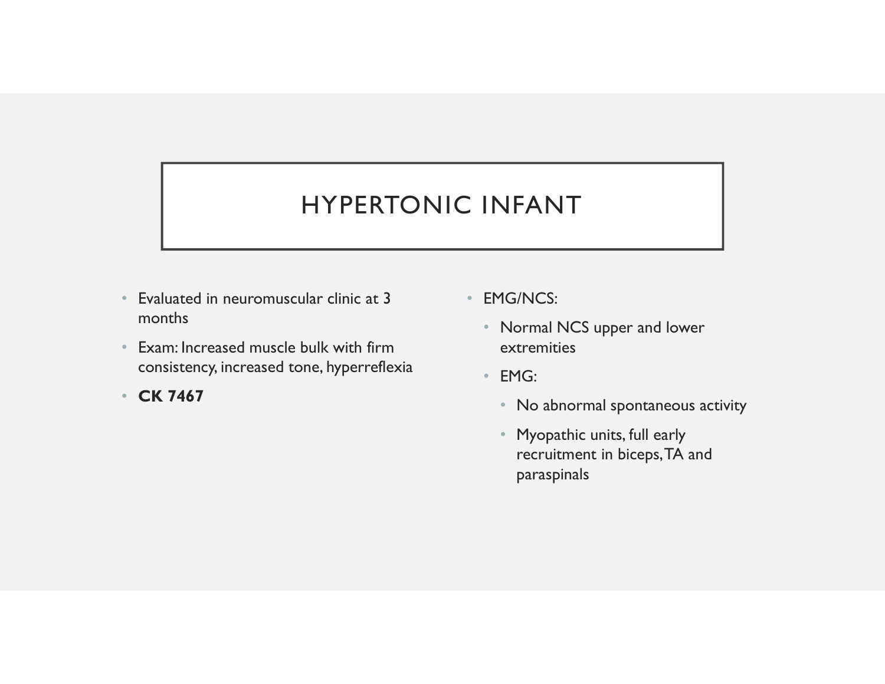# HYPERTONIC INFANT

- Evaluated in neuromuscular clinic at 3 months
- Exam: Increased muscle bulk with firm consistency, increased tone, hyperreflexia
- **CK 7467**

- EMG/NCS:
  - Normal NCS upper and lower extremities
  - EMG:
    - No abnormal spontaneous activity
    - Myopathic units, full early recruitment in biceps, TA and paraspinals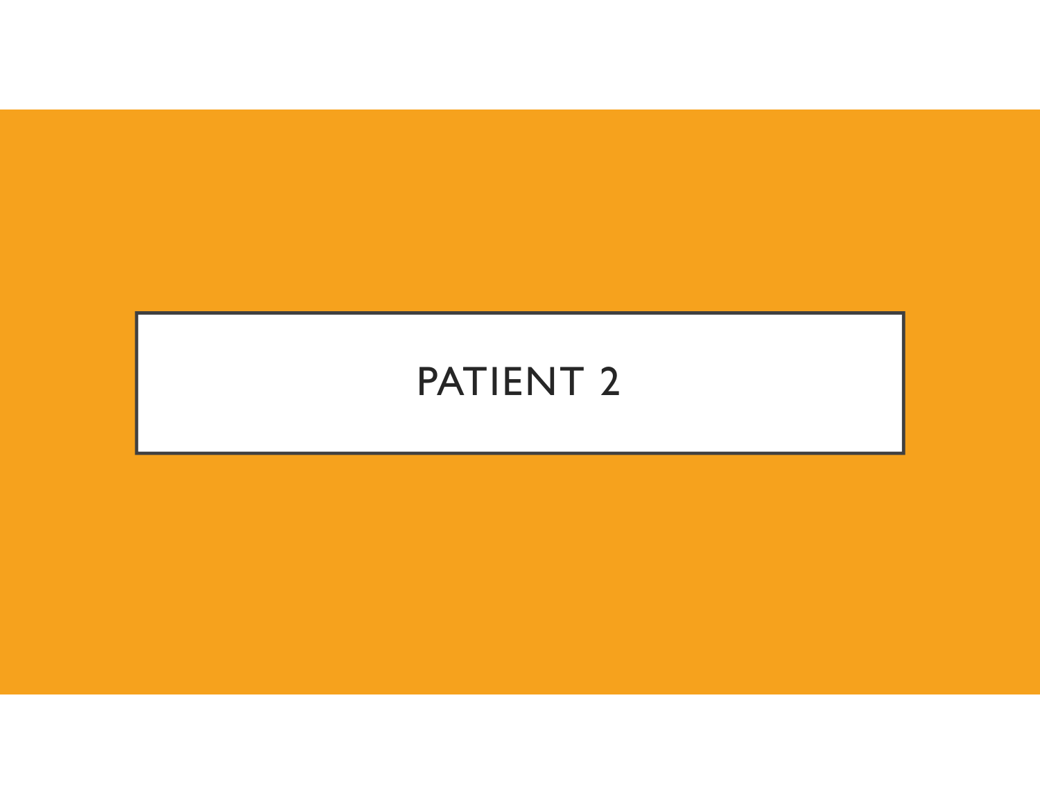# PATIENT 2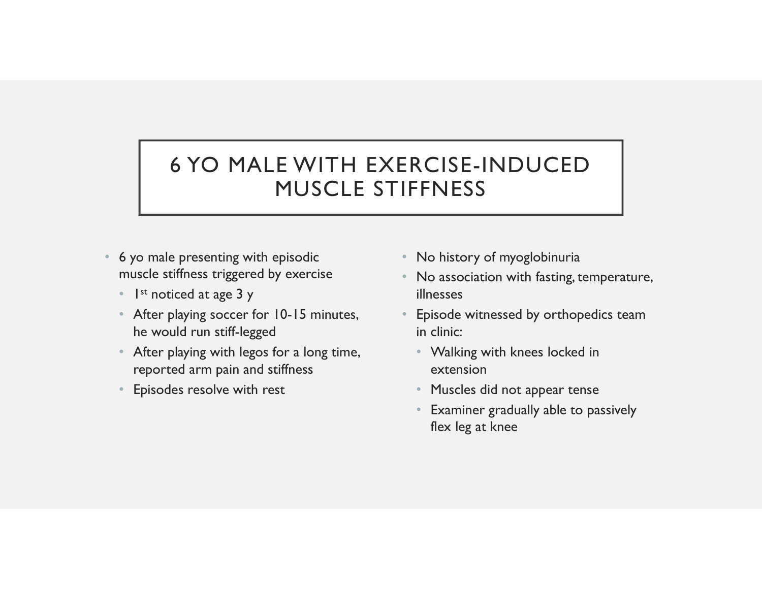# 6 YO MALE WITH EXERCISE-INDUCED MUSCLE STIFFNESS

- 6 yo male presenting with episodic muscle stiffness triggered by exercise
  - 1st noticed at age 3 y
  - After playing soccer for 10-15 minutes, he would run stiff-legged
  - After playing with legos for a long time, reported arm pain and stiffness
  - Episodes resolve with rest
- No history of myoglobinuria
- No association with fasting, temperature, illnesses
- Episode witnessed by orthopedics team in clinic:
  - Walking with knees locked in extension
  - Muscles did not appear tense
  - Examiner gradually able to passively flex leg at knee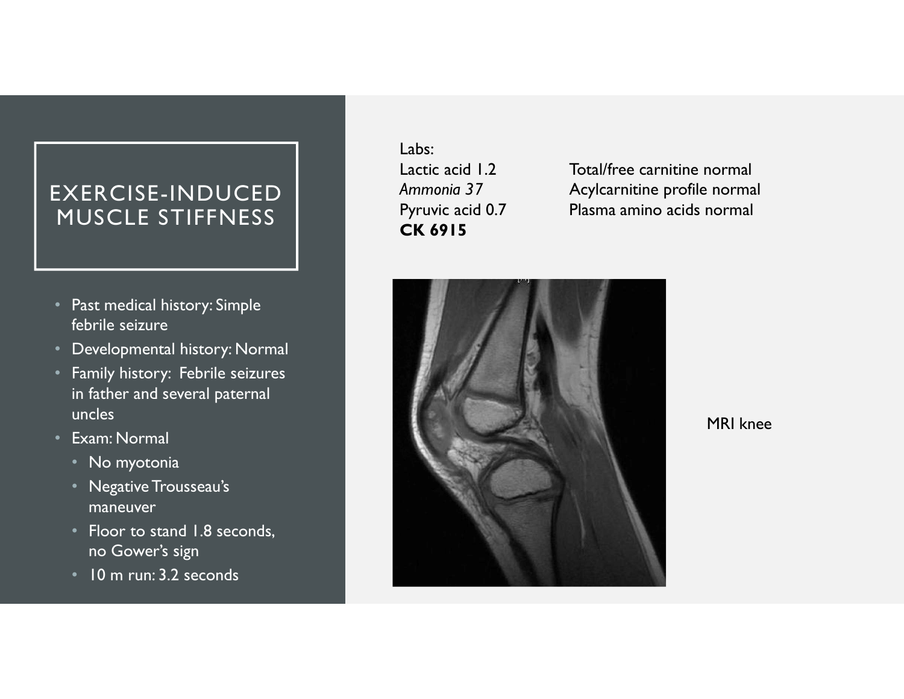# EXERCISE-INDUCED MUSCLE STIFFNESS

- Past medical history: Simple febrile seizure
- Developmental history: Normal
- Family history: Febrile seizures in father and several paternal uncles
- Exam: Normal
  - No myotonia
  - Negative Trousseau's maneuver
  - Floor to stand 1.8 seconds, no Gower's sign
  - 10 m run: 3.2 seconds

Labs:
Lactic acid 1.2
*Ammonia 37*
Pyruvic acid 0.7
**CK 6915**

Total/free carnitine normal
Acylcarnitine profile normal
Plasma amino acids normal

MRI knee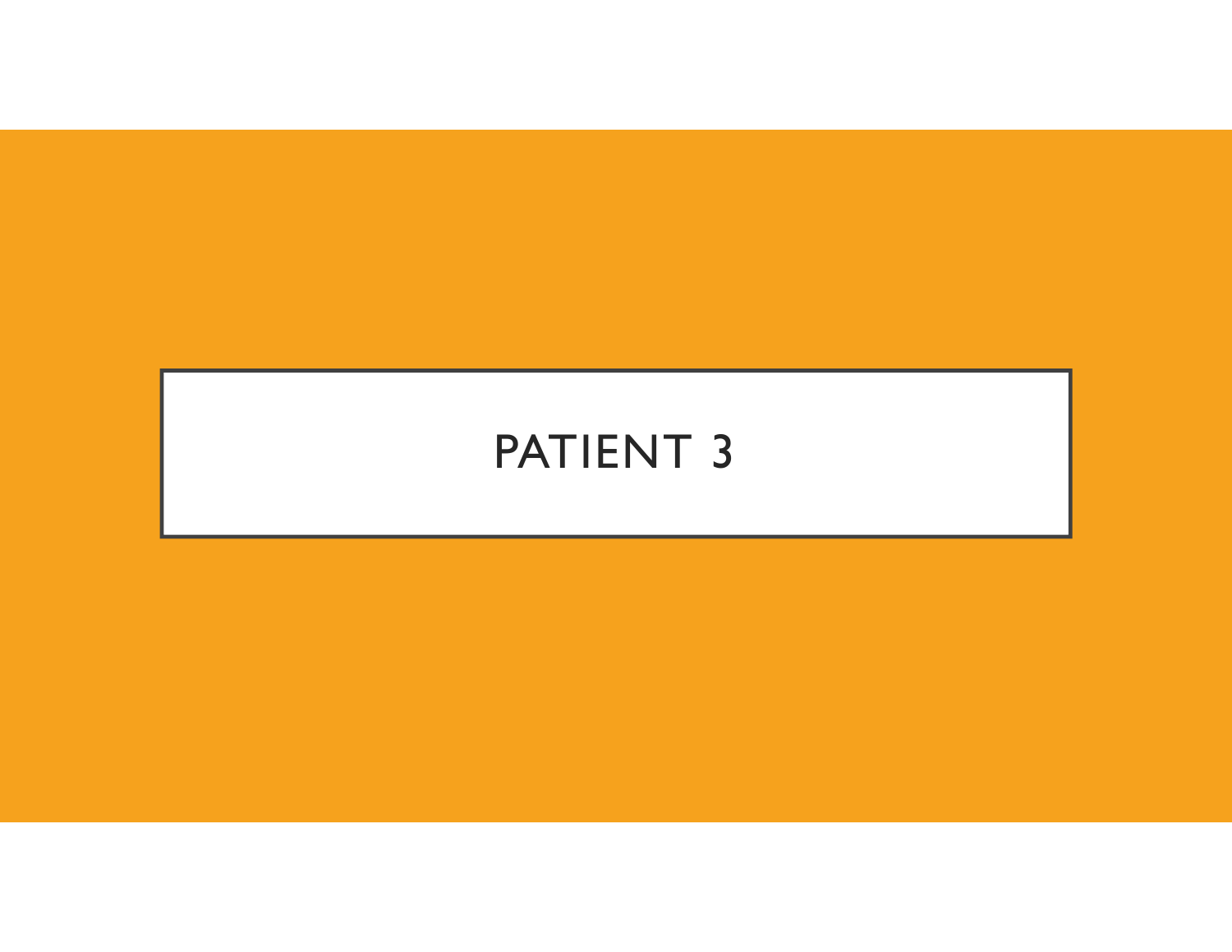# PATIENT 3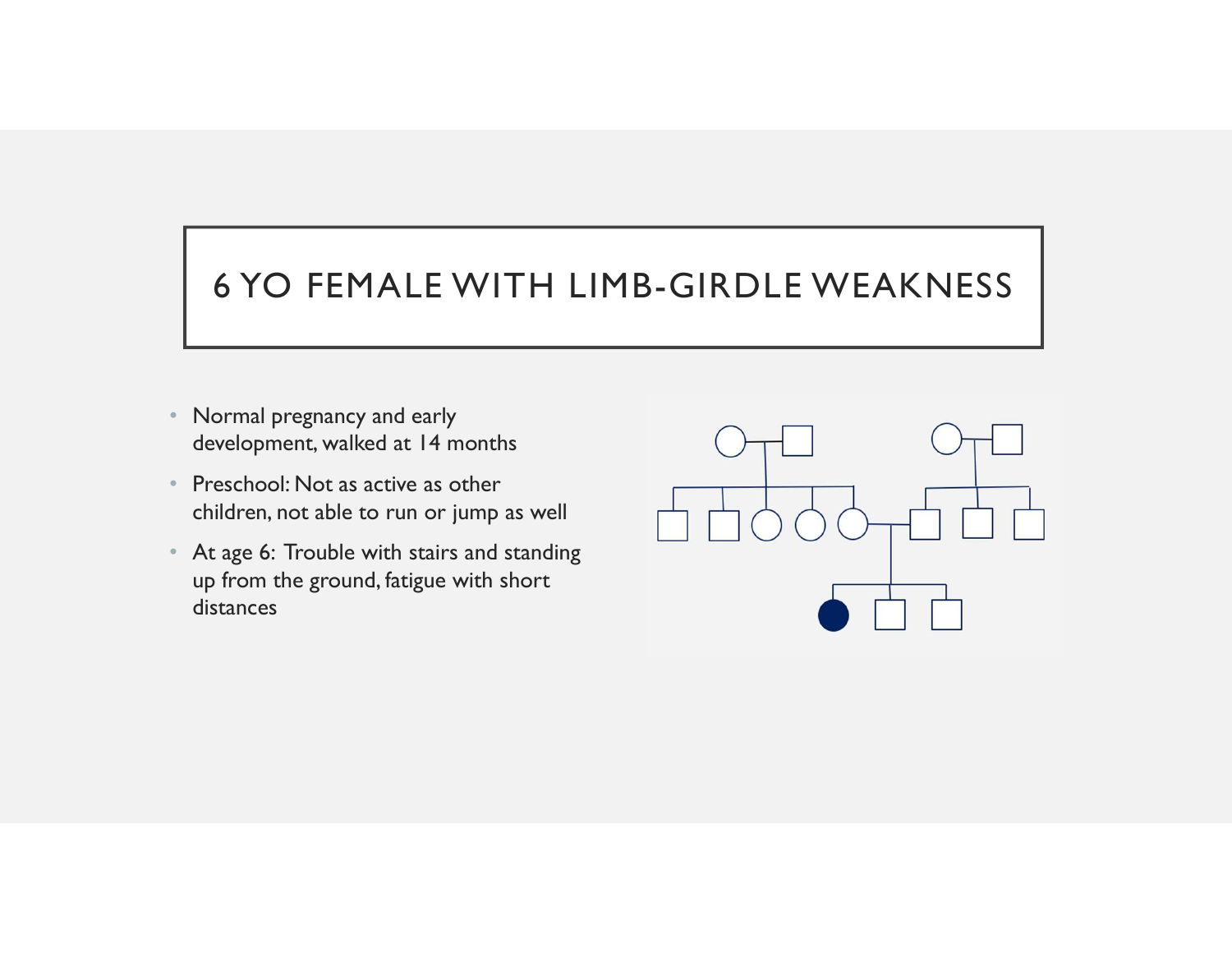# 6 YO FEMALE WITH LIMB-GIRDLE WEAKNESS

- Normal pregnancy and early development, walked at 14 months
- Preschool: Not as active as other children, not able to run or jump as well
- At age 6: Trouble with stairs and standing up from the ground, fatigue with short distances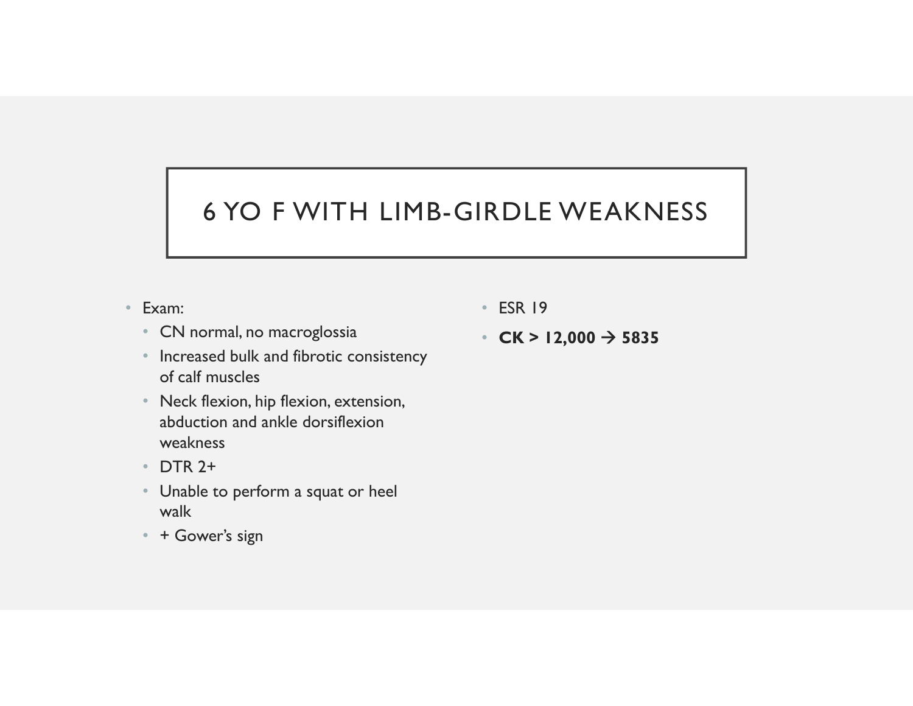# 6 YO F WITH LIMB-GIRDLE WEAKNESS

- Exam:
  - CN normal, no macroglossia
  - Increased bulk and fibrotic consistency of calf muscles
  - Neck flexion, hip flexion, extension, abduction and ankle dorsiflexion weakness
  - DTR 2+
  - Unable to perform a squat or heel walk
  - + Gower's sign
- ESR 19
- **CK > 12,000 → 5835**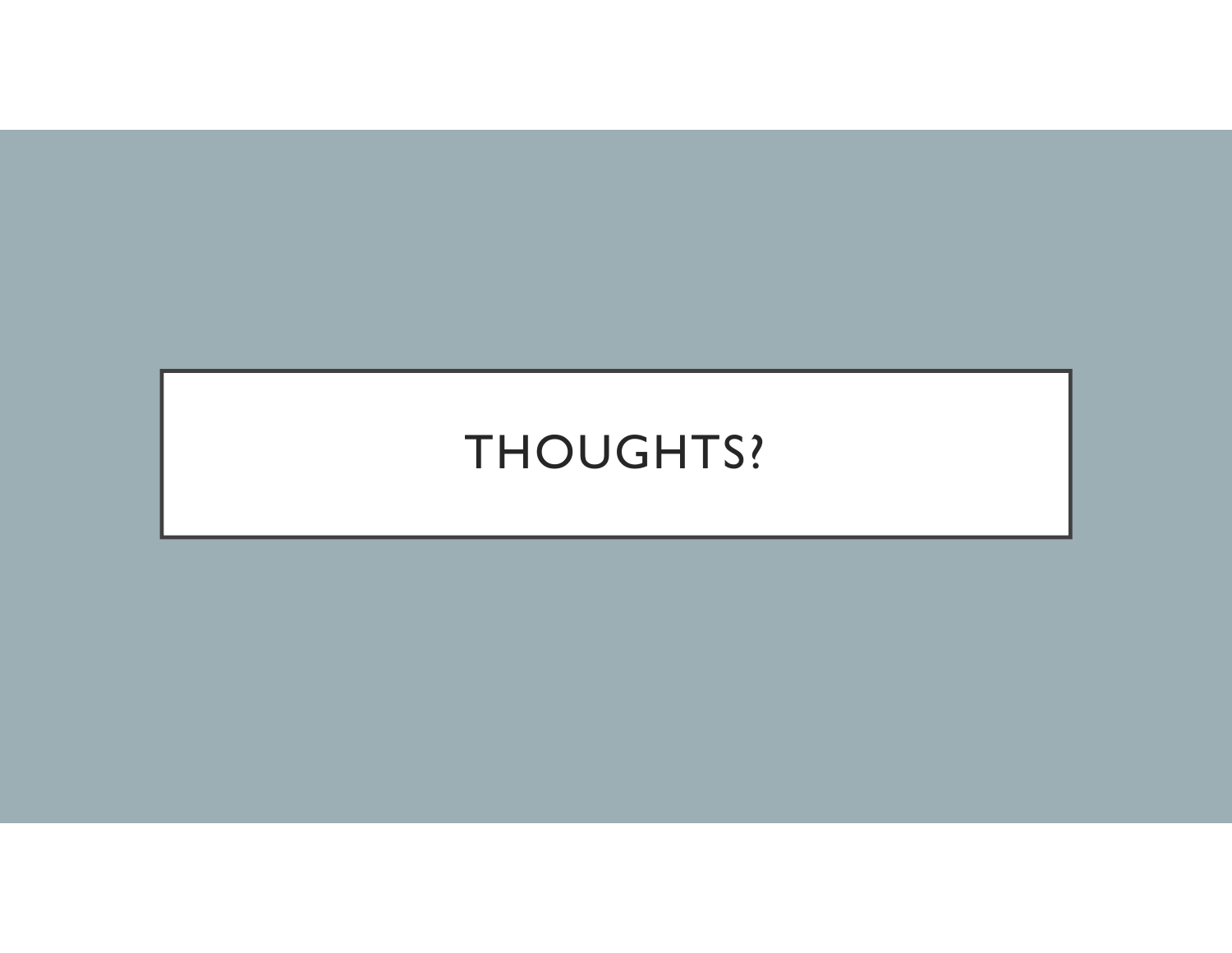# THOUGHTS?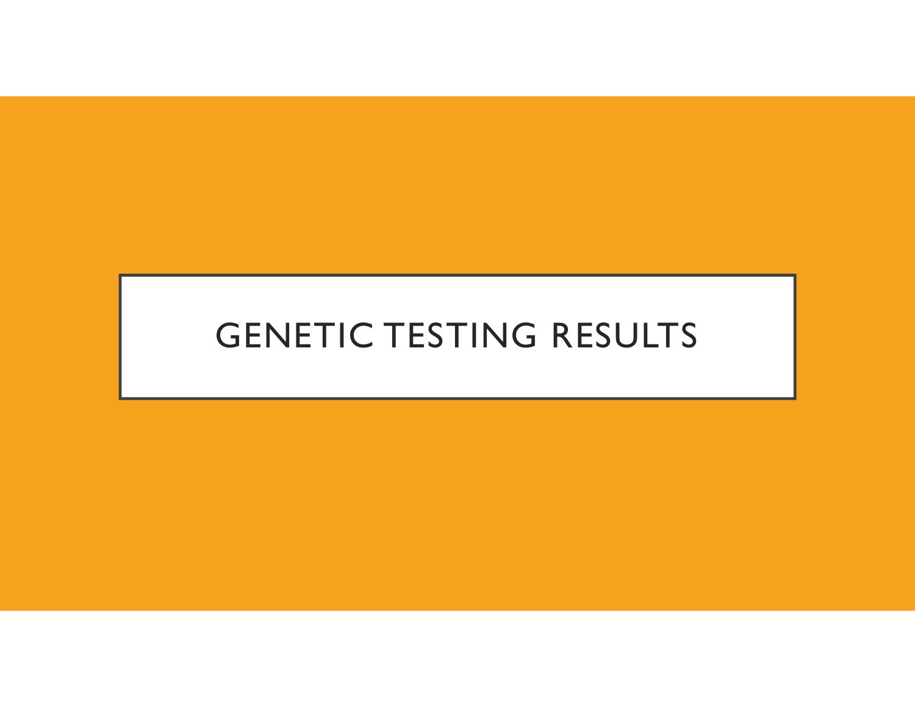# GENETIC TESTING RESULTS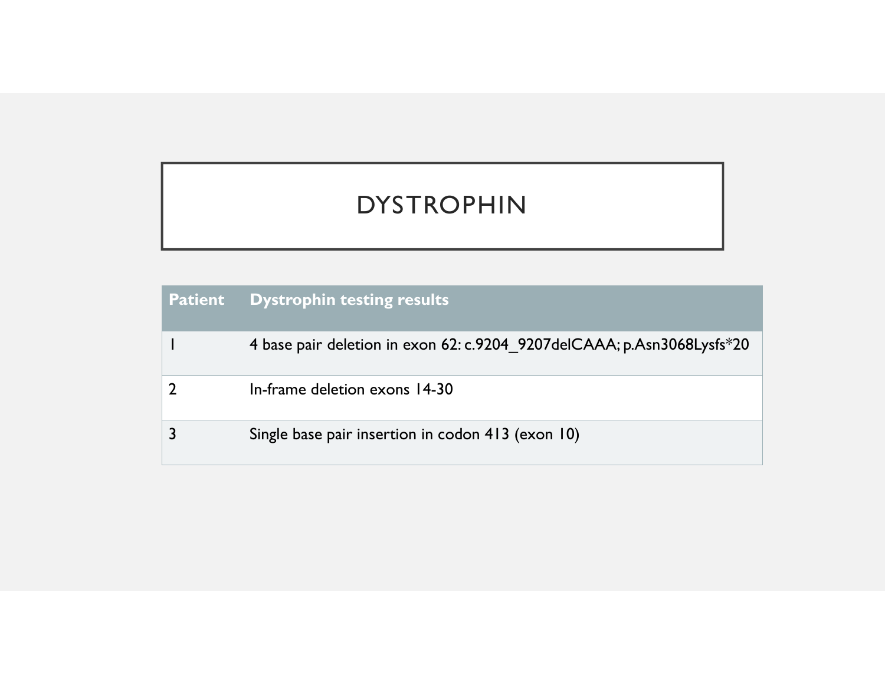# DYSTROPHIN

| Patient | Dystrophin testing results |
|---|---|
| 1 | 4 base pair deletion in exon 62: c.9204_9207delCAAA; p.Asn3068Lysfs*20 |
| 2 | In-frame deletion exons 14-30 |
| 3 | Single base pair insertion in codon 413 (exon 10) |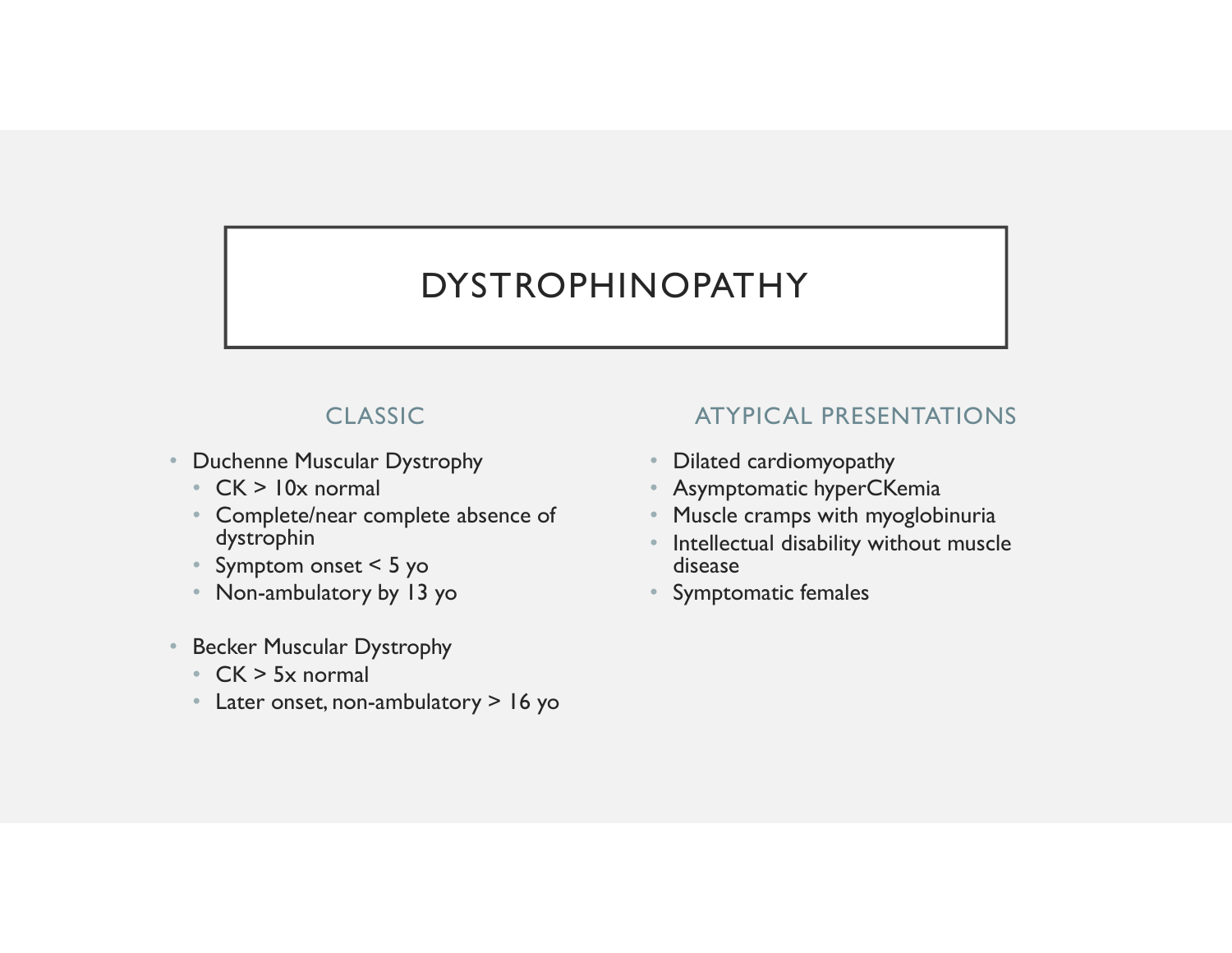# DYSTROPHINOPATHY

## CLASSIC

- Duchenne Muscular Dystrophy
  - CK > 10x normal
  - Complete/near complete absence of dystrophin
  - Symptom onset < 5 yo
  - Non-ambulatory by 13 yo
- Becker Muscular Dystrophy
  - CK > 5x normal
  - Later onset, non-ambulatory > 16 yo

## ATYPICAL PRESENTATIONS

- Dilated cardiomyopathy
- Asymptomatic hyperCKemia
- Muscle cramps with myoglobinuria
- Intellectual disability without muscle disease
- Symptomatic females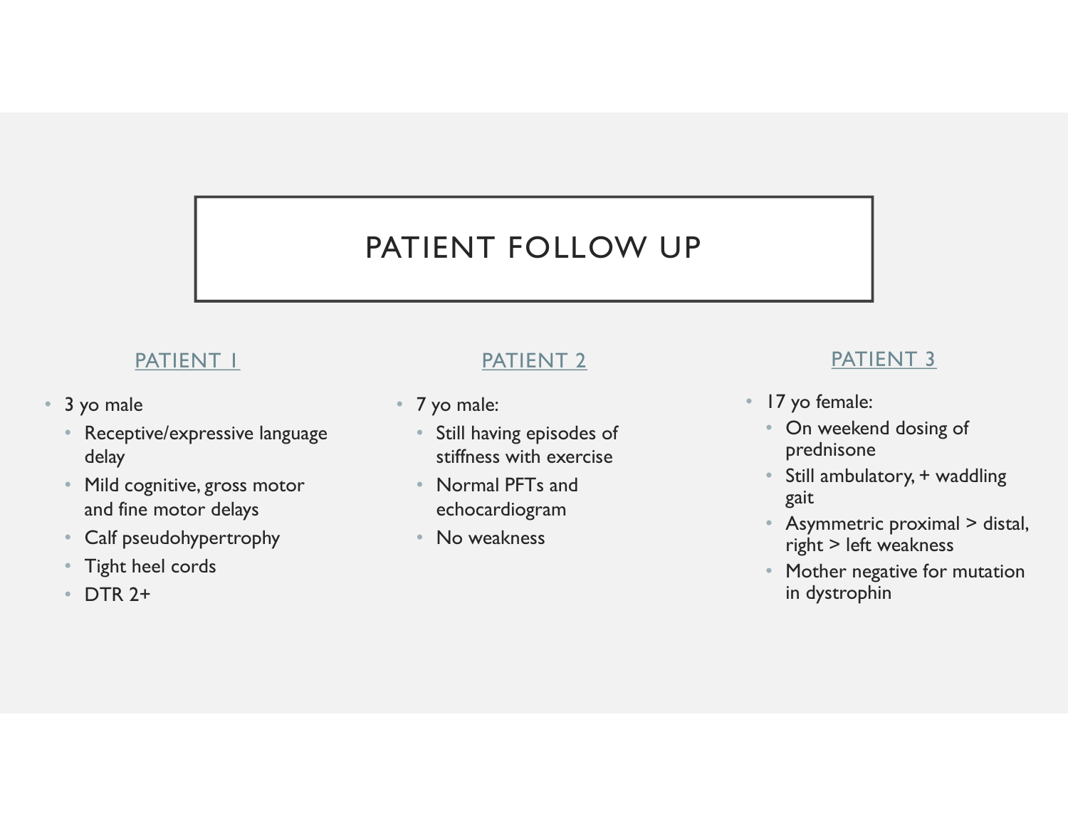# PATIENT FOLLOW UP

### PATIENT 1

- 3 yo male
  - Receptive/expressive language delay
  - Mild cognitive, gross motor and fine motor delays
  - Calf pseudohypertrophy
  - Tight heel cords
  - DTR 2+

### PATIENT 2

- 7 yo male:
  - Still having episodes of stiffness with exercise
  - Normal PFTs and echocardiogram
  - No weakness

### PATIENT 3

- 17 yo female:
  - On weekend dosing of prednisone
  - Still ambulatory, + waddling gait
  - Asymmetric proximal > distal, right > left weakness
  - Mother negative for mutation in dystrophin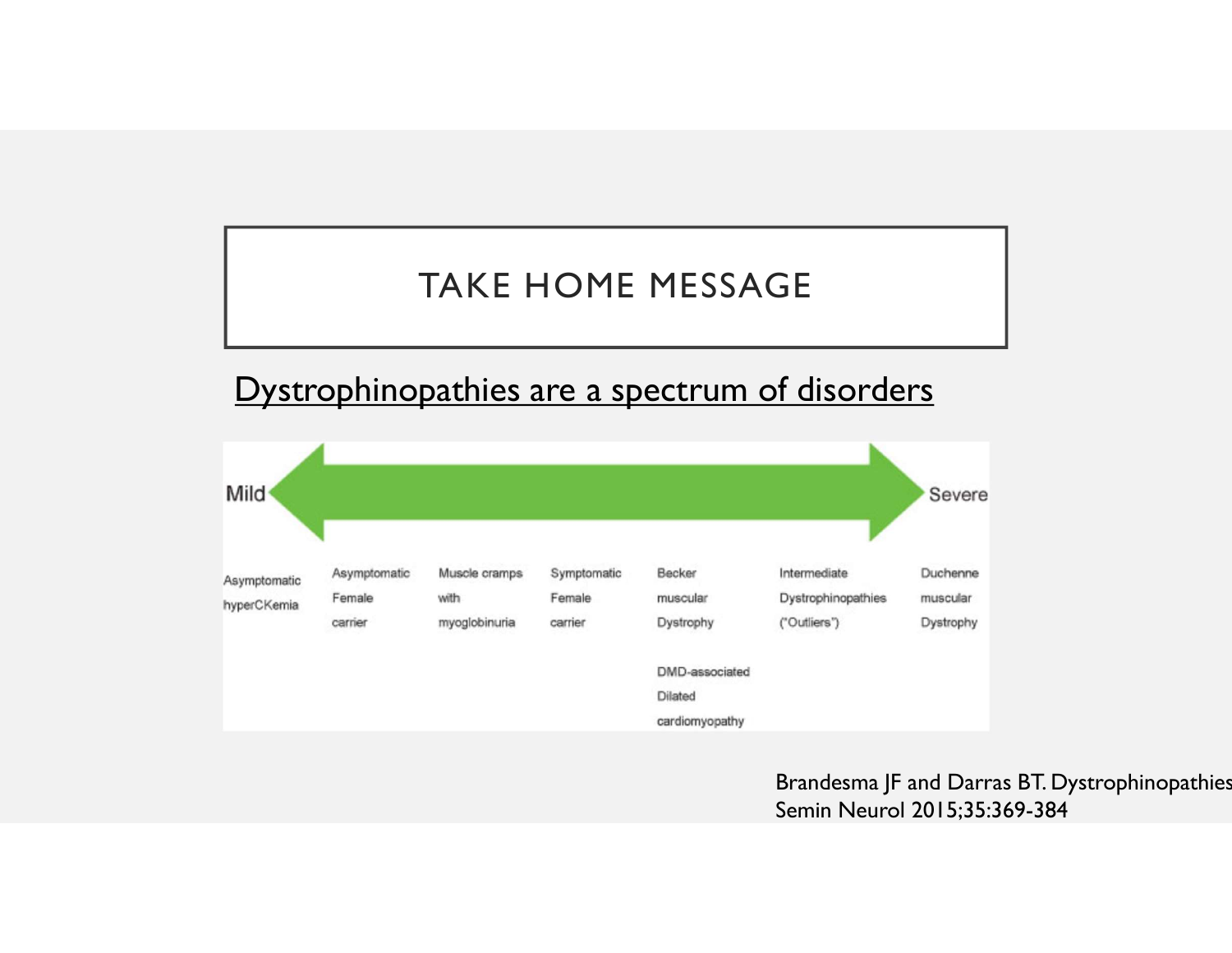# TAKE HOME MESSAGE

<u>Dystrophinopathies are a spectrum of disorders</u>

Mild ⟷ Severe

| Asymptomatic hyperCKemia | Asymptomatic Female carrier | Muscle cramps with myoglobinuria | Symptomatic Female carrier | Becker muscular Dystrophy | Intermediate Dystrophinopathies ("Outliers") | Duchenne muscular Dystrophy |
|---|---|---|---|---|---|---|
| | | | | DMD-associated Dilated cardiomyopathy | | |

Brandesma JF and Darras BT. Dystrophinopathies Semin Neurol 2015;35:369-384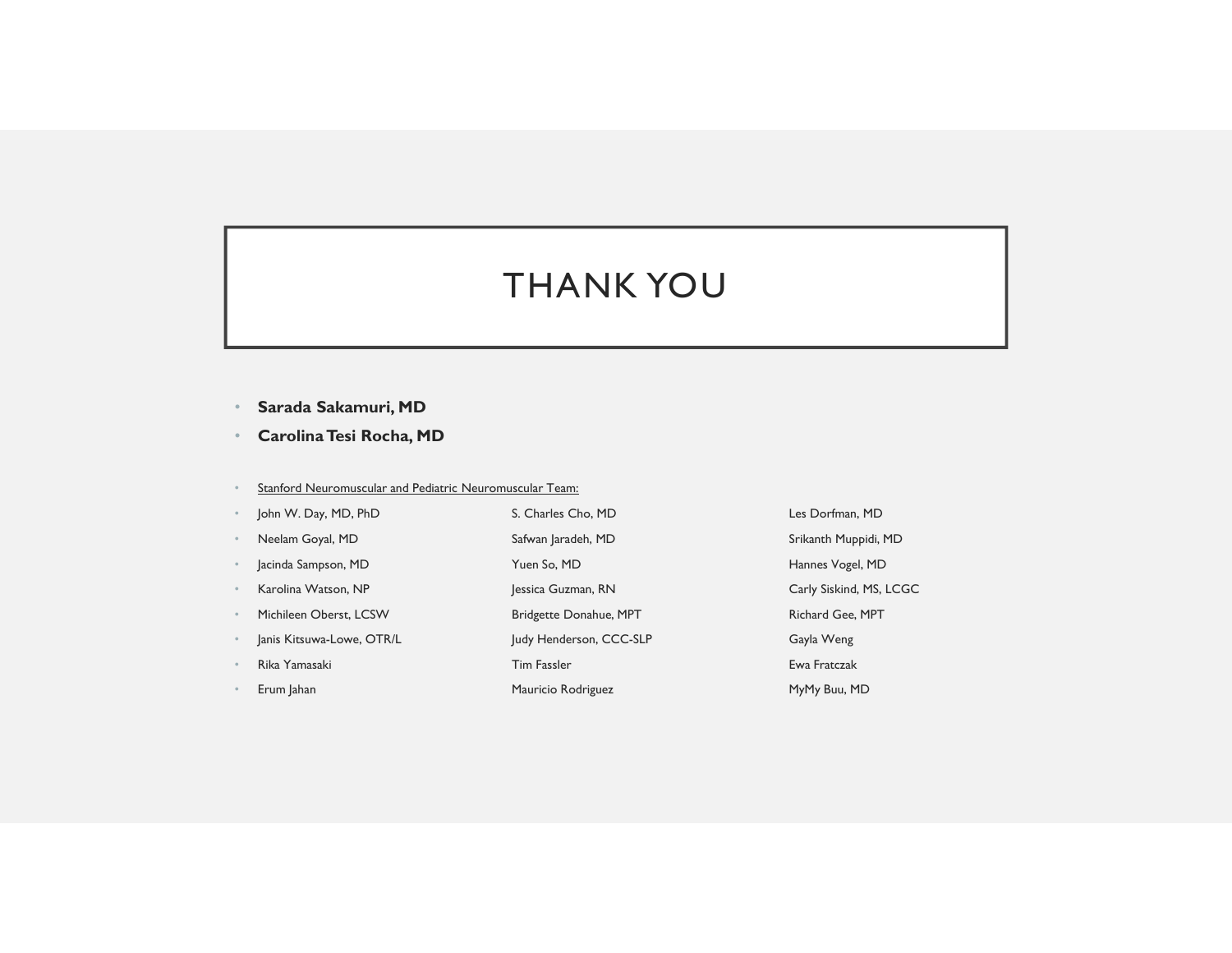# THANK YOU

- **Sarada Sakamuri, MD**
- **Carolina Tesi Rocha, MD**

- Stanford Neuromuscular and Pediatric Neuromuscular Team:
- John W. Day, MD, PhD
- Neelam Goyal, MD
- Jacinda Sampson, MD
- Karolina Watson, NP
- Michileen Oberst, LCSW
- Janis Kitsuwa-Lowe, OTR/L
- Rika Yamasaki
- Erum Jahan
- S. Charles Cho, MD
- Safwan Jaradeh, MD
- Yuen So, MD
- Jessica Guzman, RN
- Bridgette Donahue, MPT
- Judy Henderson, CCC-SLP
- Tim Fassler
- Mauricio Rodriguez
- Les Dorfman, MD
- Srikanth Muppidi, MD
- Hannes Vogel, MD
- Carly Siskind, MS, LCGC
- Richard Gee, MPT
- Gayla Weng
- Ewa Fratczak
- MyMy Buu, MD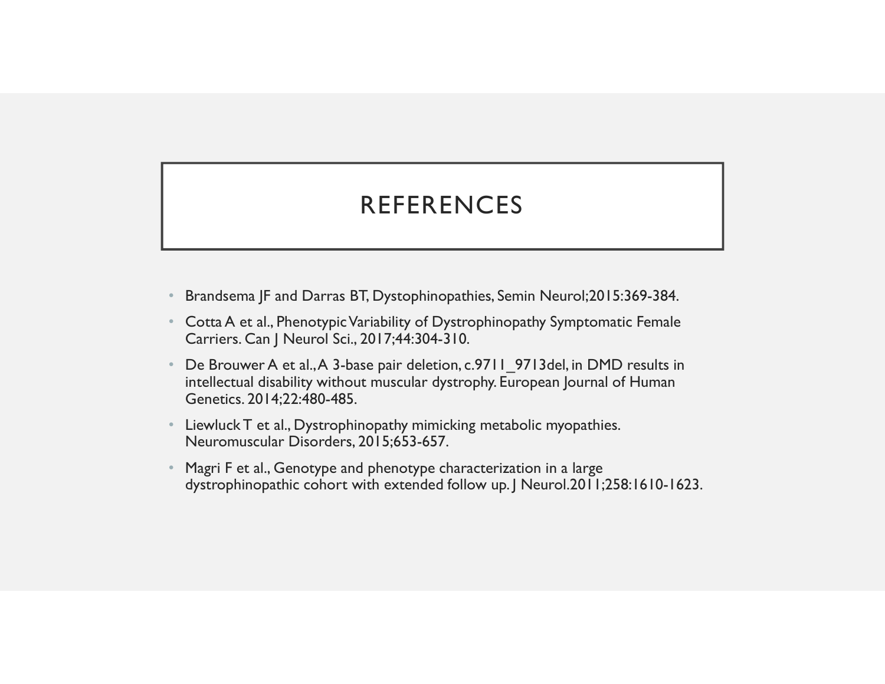# REFERENCES

- Brandsema JF and Darras BT, Dystophinopathies, Semin Neurol;2015:369-384.
- Cotta A et al., Phenotypic Variability of Dystrophinopathy Symptomatic Female Carriers. Can J Neurol Sci., 2017;44:304-310.
- De Brouwer A et al., A 3-base pair deletion, c.9711_9713del, in DMD results in intellectual disability without muscular dystrophy. European Journal of Human Genetics. 2014;22:480-485.
- Liewluck T et al., Dystrophinopathy mimicking metabolic myopathies. Neuromuscular Disorders, 2015;653-657.
- Magri F et al., Genotype and phenotype characterization in a large dystrophinopathic cohort with extended follow up. J Neurol.2011;258:1610-1623.